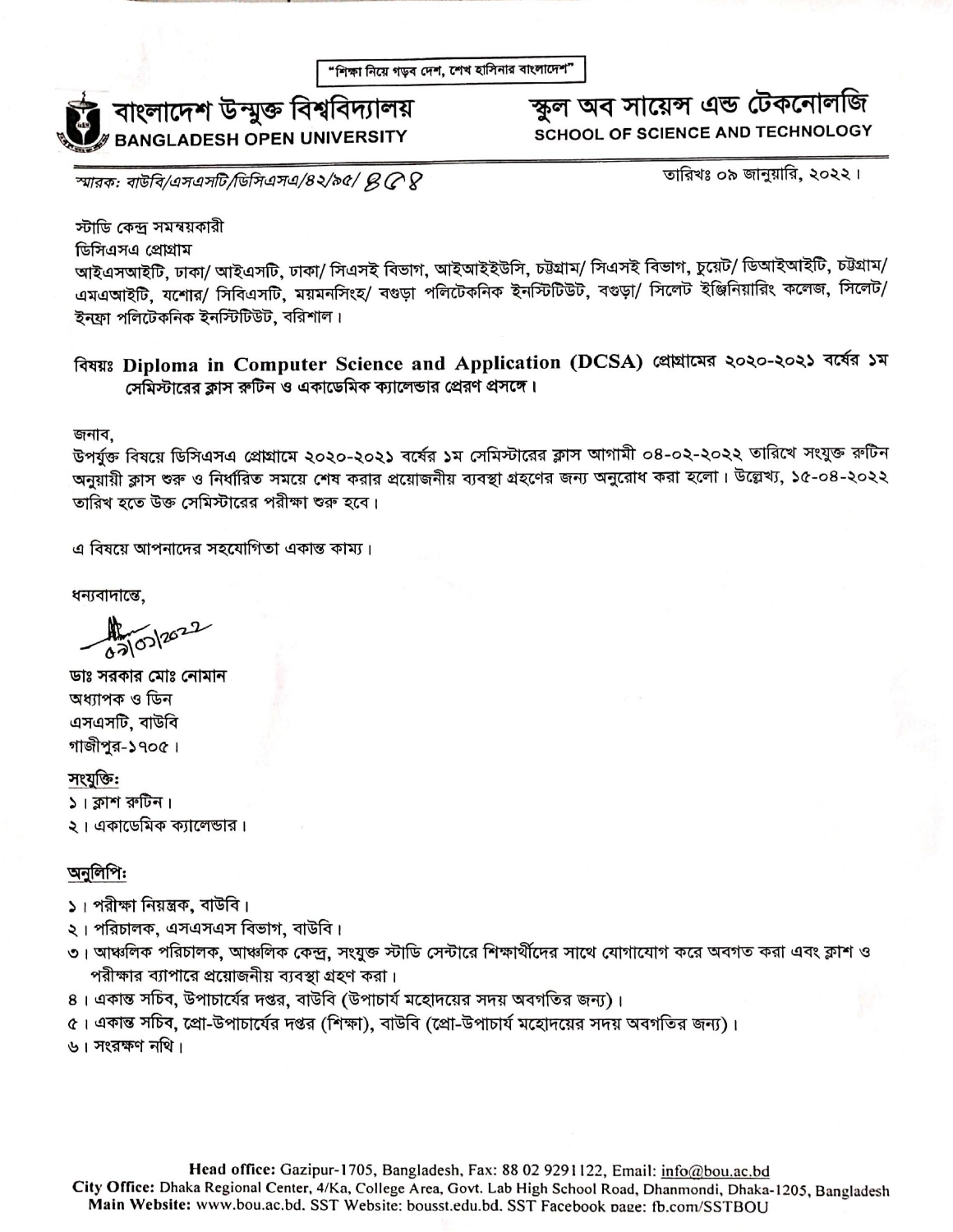"শিক্ষা নিয়ে গড়ব দেশ, শেখ হাসিনার বাংলাদেশ"

**বাংলাদেশ উন্মুক্ত বিশ্ববিদ্যালয়**
**BANGLADESH OPEN UNIVERSITY**

**স্কুল অব সায়েন্স এন্ড টেকনোলজি**
**SCHOOL OF SCIENCE AND TECHNOLOGY**

*স্মারক: বাউবি/এসএসটি/ডিসিএসএ/৪২/৯৫/ ৪৫৪*

তারিখঃ ০৯ জানুয়ারি, ২০২২।

স্টাডি কেন্দ্র সমন্বয়কারী
ডিসিএসএ প্রোগ্রাম
আইএসআইটি, ঢাকা/ আইএসটি, ঢাকা/ সিএসই বিভাগ, আইআইইউসি, চট্টগ্রাম/ সিএসই বিভাগ, চুয়েট/ ডিআইআইটি, চট্টগ্রাম/ এমএআইটি, যশোর/ সিবিএসটি, ময়মনসিংহ/ বগুড়া পলিটেকনিক ইনস্টিটিউট, বগুড়া/ সিলেট ইঞ্জিনিয়ারিং কলেজ, সিলেট/ ইনফ্রা পলিটেকনিক ইনস্টিটিউট, বরিশাল।

**বিষয়ঃ Diploma in Computer Science and Application (DCSA) প্রোগ্রামের ২০২০-২০২১ বর্ষের ১ম সেমিস্টারের ক্লাস রুটিন ও একাডেমিক ক্যালেন্ডার প্রেরণ প্রসঙ্গে।**

জনাব,
উপর্যুক্ত বিষয়ে ডিসিএসএ প্রোগ্রামে ২০২০-২০২১ বর্ষের ১ম সেমিস্টারের ক্লাস আগামী ০৪-০২-২০২২ তারিখে সংযুক্ত রুটিন অনুযায়ী ক্লাস শুরু ও নির্ধারিত সময়ে শেষ করার প্রয়োজনীয় ব্যবস্থা গ্রহণের জন্য অনুরোধ করা হলো। উল্লেখ্য, ১৫-০৪-২০২২ তারিখ হতে উক্ত সেমিস্টারের পরীক্ষা শুরু হবে।

এ বিষয়ে আপনাদের সহযোগিতা একান্ত কাম্য।

ধন্যবাদান্তে,

09/01/2022

**ডাঃ সরকার মোঃ নোমান**
অধ্যাপক ও ডিন
এসএসটি, বাউবি
গাজীপুর-১৭০৫।

**সংযুক্তিঃ**
১। ক্লাশ রুটিন।
২। একাডেমিক ক্যালেন্ডার।

**অনুলিপিঃ**
১। পরীক্ষা নিয়ন্ত্রক, বাউবি।
২। পরিচালক, এসএসএস বিভাগ, বাউবি।
৩। আঞ্চলিক পরিচালক, আঞ্চলিক কেন্দ্র, সংযুক্ত স্টাডি সেন্টারে শিক্ষার্থীদের সাথে যোগাযোগ করে অবগত করা এবং ক্লাশ ও পরীক্ষার ব্যাপারে প্রয়োজনীয় ব্যবস্থা গ্রহণ করা।
৪। একান্ত সচিব, উপাচার্যের দপ্তর, বাউবি (উপাচার্য মহোদয়ের সদয় অবগতির জন্য)।
৫। একান্ত সচিব, প্রো-উপাচার্যের দপ্তর (শিক্ষা), বাউবি (প্রো-উপাচার্য মহোদয়ের সদয় অবগতির জন্য)।
৬। সংরক্ষণ নথি।

**Head office:** Gazipur-1705, Bangladesh, Fax: 88 02 9291122, Email: info@bou.ac.bd
**City Office:** Dhaka Regional Center, 4/Ka, College Area, Govt. Lab High School Road, Dhanmondi, Dhaka-1205, Bangladesh
**Main Website:** www.bou.ac.bd, SST Website: bousst.edu.bd, SST Facebook page: fb.com/SSTBOU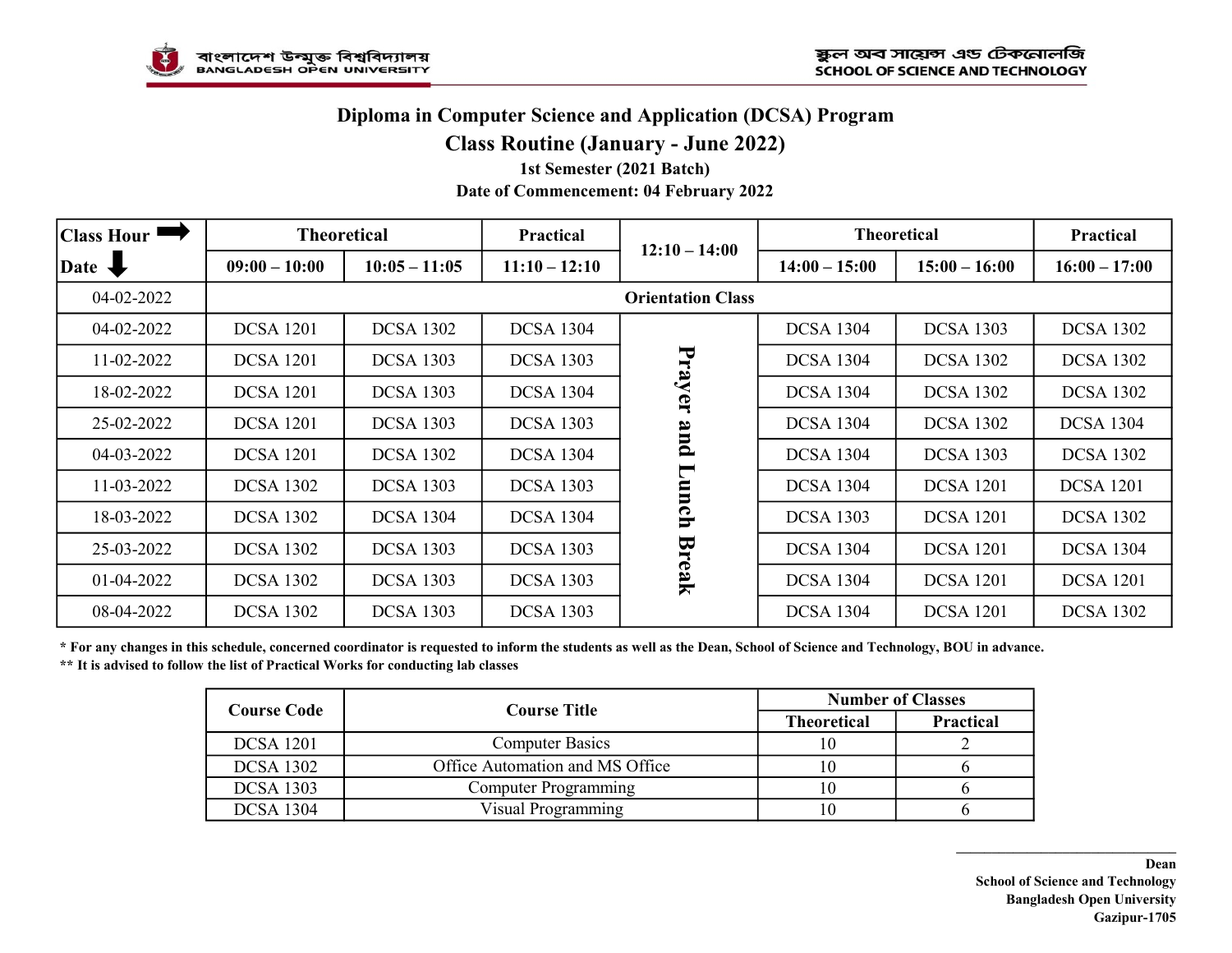বাংলাদেশ উন্মুক্ত বিশ্ববিদ্যালয়
BANGLADESH OPEN UNIVERSITY

স্কুল অব সায়েন্স এন্ড টেকনোলজি
SCHOOL OF SCIENCE AND TECHNOLOGY

# Diploma in Computer Science and Application (DCSA) Program

## Class Routine (January - June 2022)

**1st Semester (2021 Batch)**

**Date of Commencement: 04 February 2022**

| Class Hour → / Date ↓ | Theoretical | | Practical | 12:10 – 14:00 | Theoretical | | Practical |
|---|---|---|---|---|---|---|---|
| | 09:00 – 10:00 | 10:05 – 11:05 | 11:10 – 12:10 | | 14:00 – 15:00 | 15:00 – 16:00 | 16:00 – 17:00 |
| 04-02-2022 | Orientation Class | | | | | | |
| 04-02-2022 | DCSA 1201 | DCSA 1302 | DCSA 1304 | Prayer and Lunch Break | DCSA 1304 | DCSA 1303 | DCSA 1302 |
| 11-02-2022 | DCSA 1201 | DCSA 1303 | DCSA 1303 | | DCSA 1304 | DCSA 1302 | DCSA 1302 |
| 18-02-2022 | DCSA 1201 | DCSA 1303 | DCSA 1304 | | DCSA 1304 | DCSA 1302 | DCSA 1302 |
| 25-02-2022 | DCSA 1201 | DCSA 1303 | DCSA 1303 | | DCSA 1304 | DCSA 1302 | DCSA 1304 |
| 04-03-2022 | DCSA 1201 | DCSA 1302 | DCSA 1304 | | DCSA 1304 | DCSA 1303 | DCSA 1302 |
| 11-03-2022 | DCSA 1302 | DCSA 1303 | DCSA 1303 | | DCSA 1304 | DCSA 1201 | DCSA 1201 |
| 18-03-2022 | DCSA 1302 | DCSA 1304 | DCSA 1304 | | DCSA 1303 | DCSA 1201 | DCSA 1302 |
| 25-03-2022 | DCSA 1302 | DCSA 1303 | DCSA 1303 | | DCSA 1304 | DCSA 1201 | DCSA 1304 |
| 01-04-2022 | DCSA 1302 | DCSA 1303 | DCSA 1303 | | DCSA 1304 | DCSA 1201 | DCSA 1201 |
| 08-04-2022 | DCSA 1302 | DCSA 1303 | DCSA 1303 | | DCSA 1304 | DCSA 1201 | DCSA 1302 |

**\* For any changes in this schedule, concerned coordinator is requested to inform the students as well as the Dean, School of Science and Technology, BOU in advance.**
**\*\* It is advised to follow the list of Practical Works for conducting lab classes**

| Course Code | Course Title | Number of Classes | |
|---|---|---|---|
| | | Theoretical | Practical |
| DCSA 1201 | Computer Basics | 10 | 2 |
| DCSA 1302 | Office Automation and MS Office | 10 | 6 |
| DCSA 1303 | Computer Programming | 10 | 6 |
| DCSA 1304 | Visual Programming | 10 | 6 |

**Dean**
**School of Science and Technology**
**Bangladesh Open University**
**Gazipur-1705**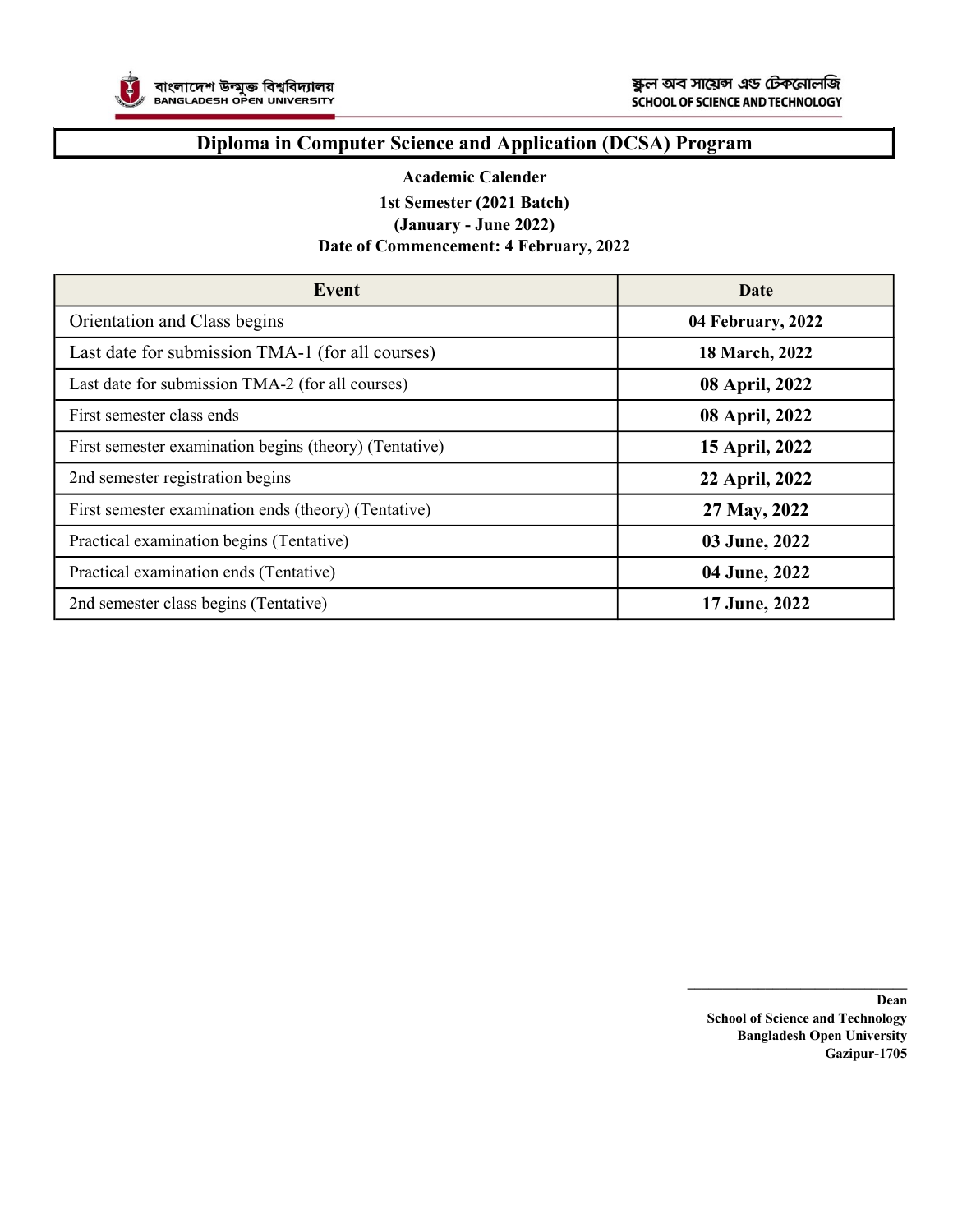বাংলাদেশ উন্মুক্ত বিশ্ববিদ্যালয়
BANGLADESH OPEN UNIVERSITY

স্কুল অব সায়েন্স এন্ড টেকনোলজি
SCHOOL OF SCIENCE AND TECHNOLOGY

# Diploma in Computer Science and Application (DCSA) Program

**Academic Calender**

**1st Semester (2021 Batch)**

**(January - June 2022)**

**Date of Commencement: 4 February, 2022**

| Event | Date |
|---|---|
| Orientation and Class begins | **04 February, 2022** |
| Last date for submission TMA-1 (for all courses) | **18 March, 2022** |
| Last date for submission TMA-2 (for all courses) | **08 April, 2022** |
| First semester class ends | **08 April, 2022** |
| First semester examination begins (theory) (Tentative) | **15 April, 2022** |
| 2nd semester registration begins | **22 April, 2022** |
| First semester examination ends (theory) (Tentative) | **27 May, 2022** |
| Practical examination begins (Tentative) | **03 June, 2022** |
| Practical examination ends (Tentative) | **04 June, 2022** |
| 2nd semester class begins (Tentative) | **17 June, 2022** |

**Dean**
**School of Science and Technology**
**Bangladesh Open University**
**Gazipur-1705**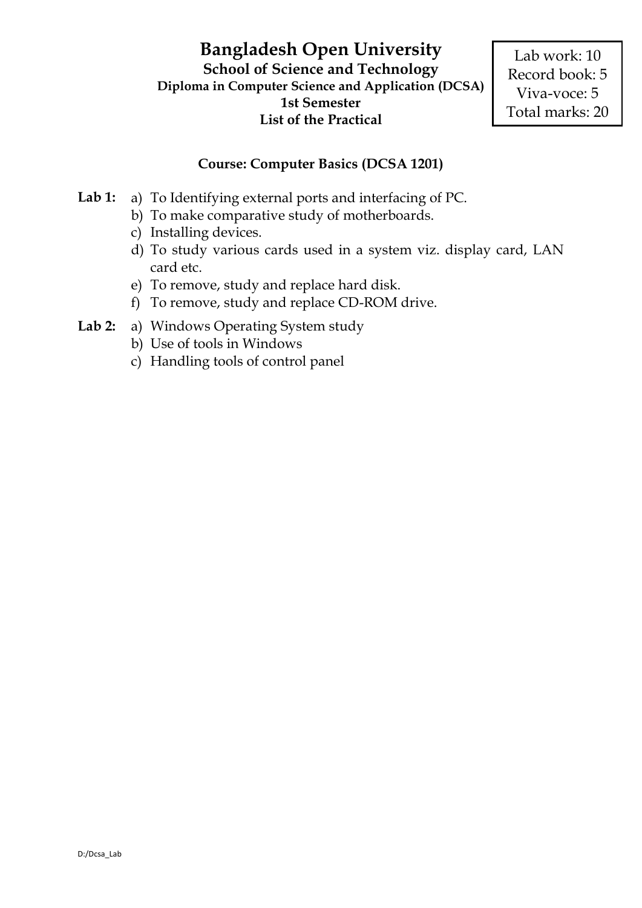# Bangladesh Open University

**School of Science and Technology**

**Diploma in Computer Science and Application (DCSA)**

**1st Semester**

**List of the Practical**

| Lab work: 10 |
|---|
| Record book: 5 |
| Viva-voce: 5 |
| Total marks: 20 |

## Course: Computer Basics (DCSA 1201)

**Lab 1:**

a) To Identifying external ports and interfacing of PC.
b) To make comparative study of motherboards.
c) Installing devices.
d) To study various cards used in a system viz. display card, LAN card etc.
e) To remove, study and replace hard disk.
f) To remove, study and replace CD-ROM drive.

**Lab 2:**

a) Windows Operating System study
b) Use of tools in Windows
c) Handling tools of control panel

D:/Dcsa_Lab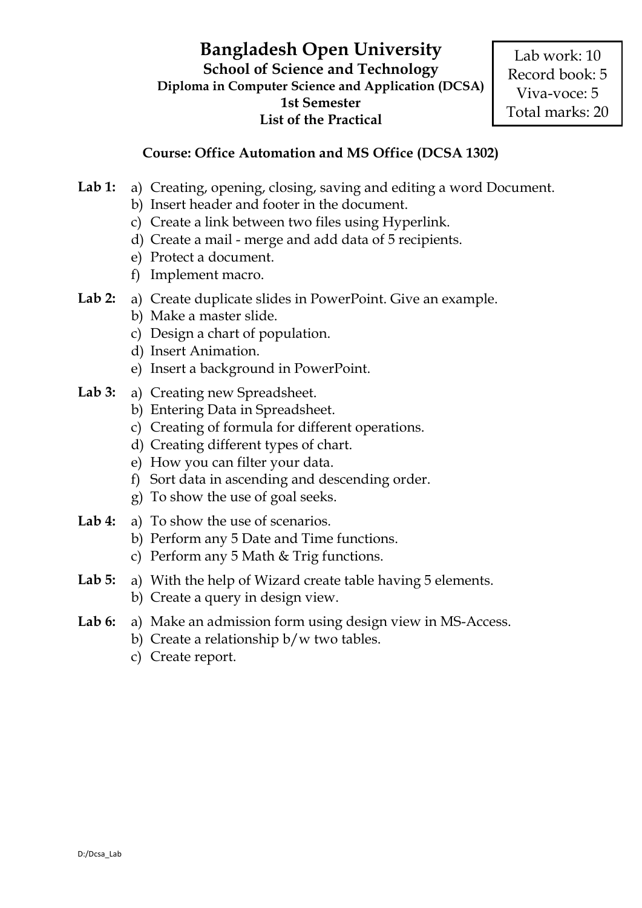# Bangladesh Open University

## School of Science and Technology

**Diploma in Computer Science and Application (DCSA)**

**1st Semester**

**List of the Practical**

Lab work: 10
Record book: 5
Viva-voce: 5
Total marks: 20

**Course: Office Automation and MS Office (DCSA 1302)**

**Lab 1:**
- a) Creating, opening, closing, saving and editing a word Document.
- b) Insert header and footer in the document.
- c) Create a link between two files using Hyperlink.
- d) Create a mail - merge and add data of 5 recipients.
- e) Protect a document.
- f) Implement macro.

**Lab 2:**
- a) Create duplicate slides in PowerPoint. Give an example.
- b) Make a master slide.
- c) Design a chart of population.
- d) Insert Animation.
- e) Insert a background in PowerPoint.

**Lab 3:**
- a) Creating new Spreadsheet.
- b) Entering Data in Spreadsheet.
- c) Creating of formula for different operations.
- d) Creating different types of chart.
- e) How you can filter your data.
- f) Sort data in ascending and descending order.
- g) To show the use of goal seeks.

**Lab 4:**
- a) To show the use of scenarios.
- b) Perform any 5 Date and Time functions.
- c) Perform any 5 Math & Trig functions.

**Lab 5:**
- a) With the help of Wizard create table having 5 elements.
- b) Create a query in design view.

**Lab 6:**
- a) Make an admission form using design view in MS-Access.
- b) Create a relationship b/w two tables.
- c) Create report.

D:/Dcsa_Lab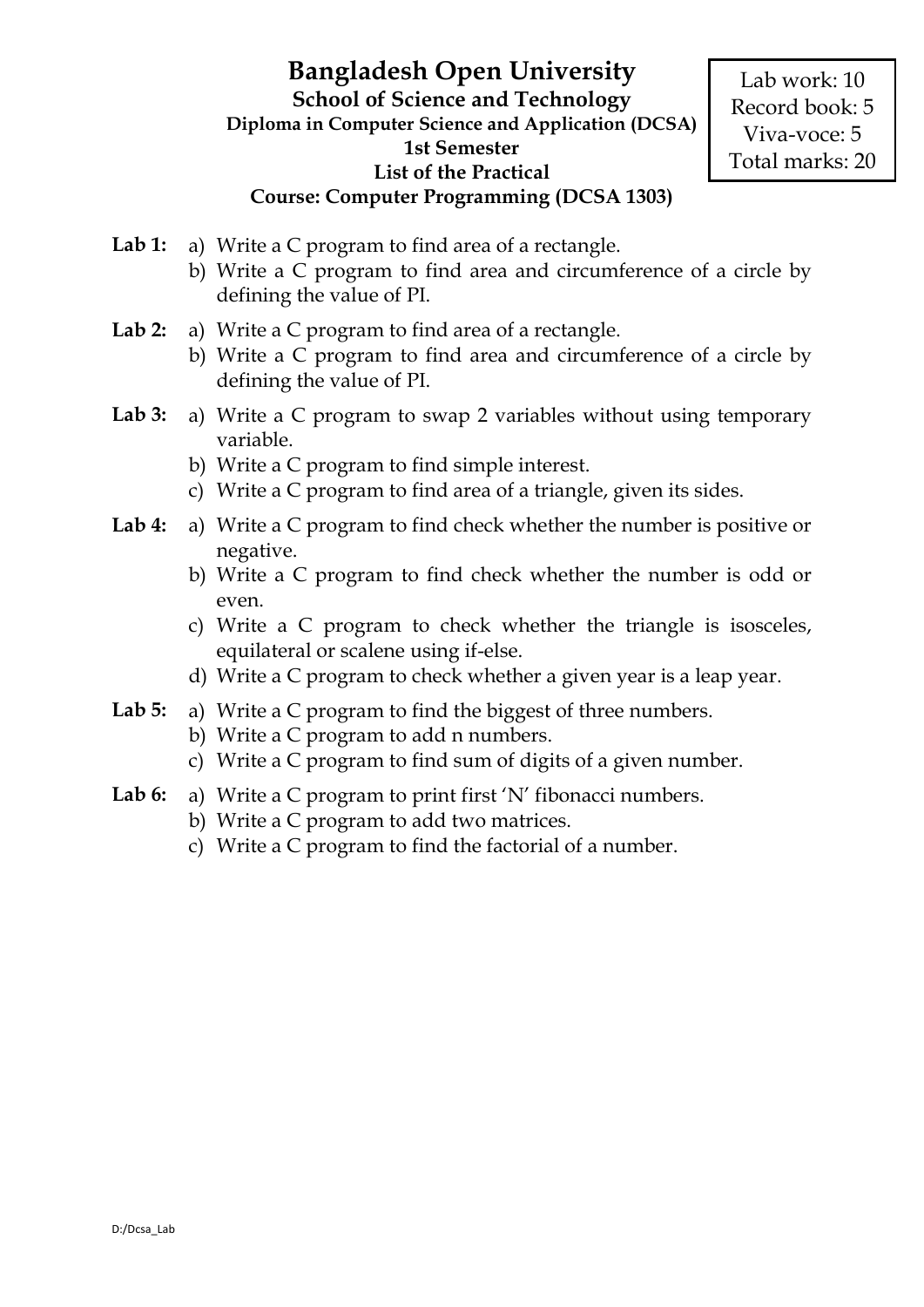# Bangladesh Open University

**School of Science and Technology**

**Diploma in Computer Science and Application (DCSA)**

**1st Semester**

**List of the Practical**

**Course: Computer Programming (DCSA 1303)**

| Lab work: 10 |
|---|
| Record book: 5 |
| Viva-voce: 5 |
| Total marks: 20 |

**Lab 1:**

a) Write a C program to find area of a rectangle.
b) Write a C program to find area and circumference of a circle by defining the value of PI.

**Lab 2:**

a) Write a C program to find area of a rectangle.
b) Write a C program to find area and circumference of a circle by defining the value of PI.

**Lab 3:**

a) Write a C program to swap 2 variables without using temporary variable.
b) Write a C program to find simple interest.
c) Write a C program to find area of a triangle, given its sides.

**Lab 4:**

a) Write a C program to find check whether the number is positive or negative.
b) Write a C program to find check whether the number is odd or even.
c) Write a C program to check whether the triangle is isosceles, equilateral or scalene using if-else.
d) Write a C program to check whether a given year is a leap year.

**Lab 5:**

a) Write a C program to find the biggest of three numbers.
b) Write a C program to add n numbers.
c) Write a C program to find sum of digits of a given number.

**Lab 6:**

a) Write a C program to print first 'N' fibonacci numbers.
b) Write a C program to add two matrices.
c) Write a C program to find the factorial of a number.

D:/Dcsa_Lab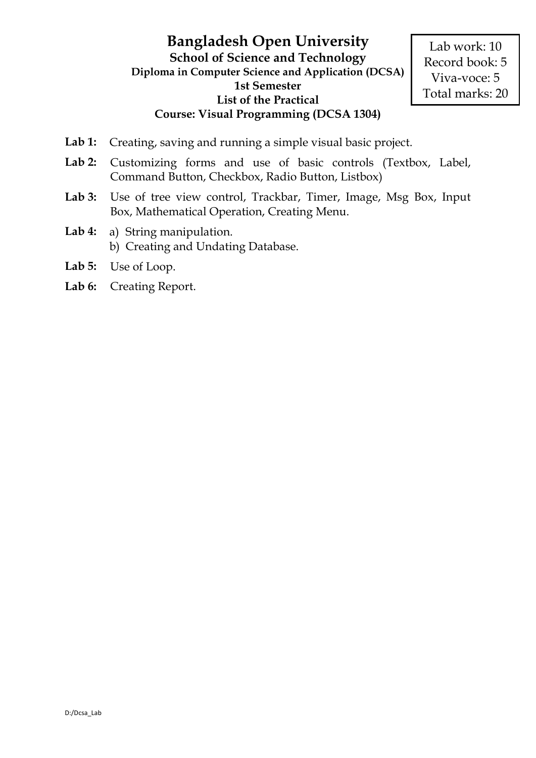# Bangladesh Open University

## School of Science and Technology

### Diploma in Computer Science and Application (DCSA)

**1st Semester**

**List of the Practical**

**Course: Visual Programming (DCSA 1304)**

| |
|---|
| Lab work: 10 |
| Record book: 5 |
| Viva-voce: 5 |
| Total marks: 20 |

**Lab 1:** Creating, saving and running a simple visual basic project.

**Lab 2:** Customizing forms and use of basic controls (Textbox, Label, Command Button, Checkbox, Radio Button, Listbox)

**Lab 3:** Use of tree view control, Trackbar, Timer, Image, Msg Box, Input Box, Mathematical Operation, Creating Menu.

**Lab 4:**
a) String manipulation.
b) Creating and Undating Database.

**Lab 5:** Use of Loop.

**Lab 6:** Creating Report.

D:/Dcsa_Lab